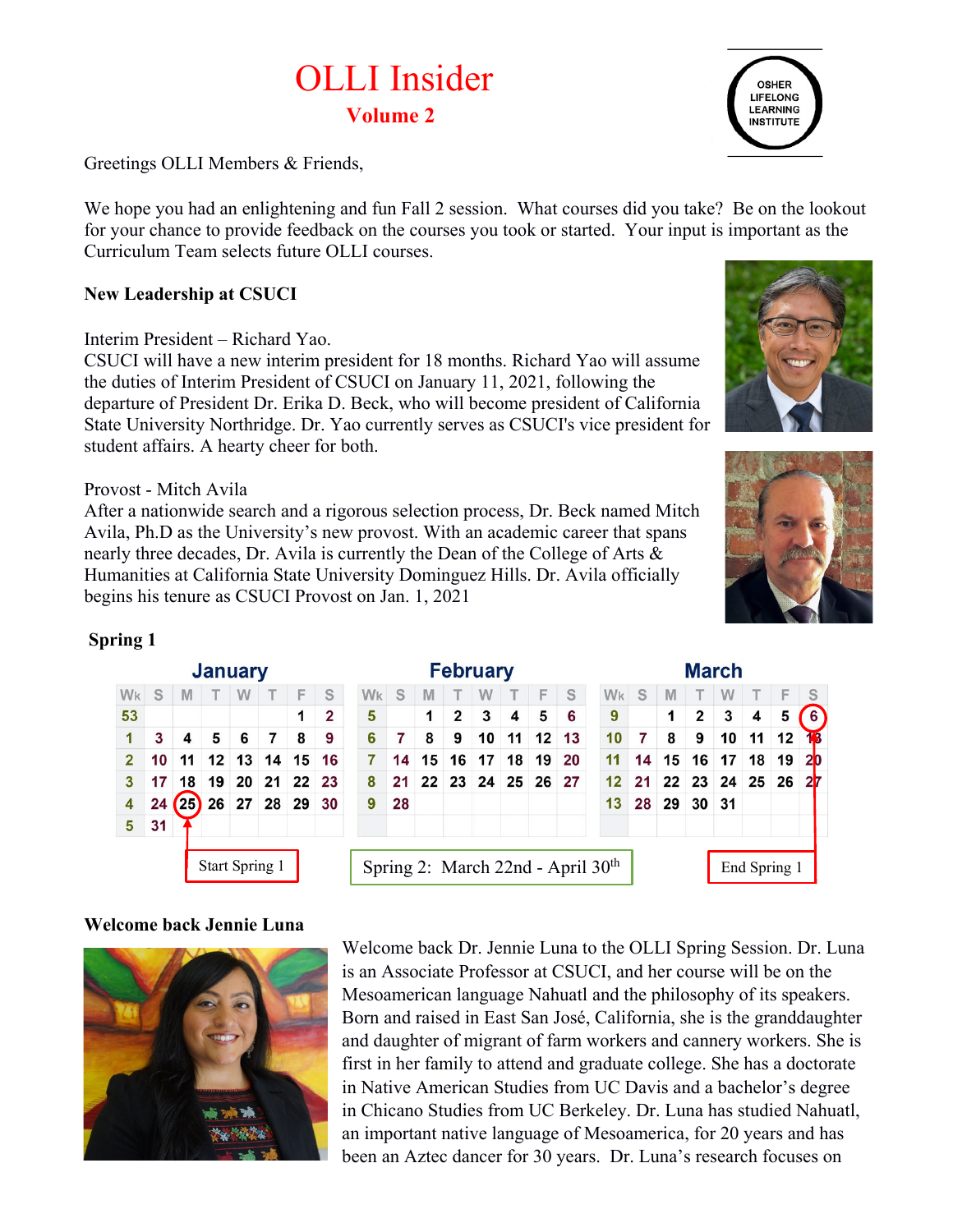# OLLI Insider

## Volume 2

OSHER LIFELONG LEARNING INSTITUTE

Greetings OLLI Members & Friends,

We hope you had an enlightening and fun Fall 2 session. What courses did you take? Be on the lookout for your chance to provide feedback on the courses you took or started. Your input is important as the Curriculum Team selects future OLLI courses.

**New Leadership at CSUCI**

Interim President – Richard Yao.
CSUCI will have a new interim president for 18 months. Richard Yao will assume the duties of Interim President of CSUCI on January 11, 2021, following the departure of President Dr. Erika D. Beck, who will become president of California State University Northridge. Dr. Yao currently serves as CSUCI's vice president for student affairs. A hearty cheer for both.

Provost - Mitch Avila
After a nationwide search and a rigorous selection process, Dr. Beck named Mitch Avila, Ph.D as the University's new provost. With an academic career that spans nearly three decades, Dr. Avila is currently the Dean of the College of Arts & Humanities at California State University Dominguez Hills. Dr. Avila officially begins his tenure as CSUCI Provost on Jan. 1, 2021

**Spring 1**

**January**

| Wk | S | M | T | W | T | F | S |
|---|---|---|---|---|---|---|---|
| 53 | | | | | | 1 | 2 |
| 1 | 3 | 4 | 5 | 6 | 7 | 8 | 9 |
| 2 | 10 | 11 | 12 | 13 | 14 | 15 | 16 |
| 3 | 17 | 18 | 19 | 20 | 21 | 22 | 23 |
| 4 | 24 | 25 | 26 | 27 | 28 | 29 | 30 |
| 5 | 31 | | | | | | |

**February**

| Wk | S | M | T | W | T | F | S |
|---|---|---|---|---|---|---|---|
| 5 | | 1 | 2 | 3 | 4 | 5 | 6 |
| 6 | 7 | 8 | 9 | 10 | 11 | 12 | 13 |
| 7 | 14 | 15 | 16 | 17 | 18 | 19 | 20 |
| 8 | 21 | 22 | 23 | 24 | 25 | 26 | 27 |
| 9 | 28 | | | | | | |

**March**

| Wk | S | M | T | W | T | F | S |
|---|---|---|---|---|---|---|---|
| 9 | | 1 | 2 | 3 | 4 | 5 | 6 |
| 10 | 7 | 8 | 9 | 10 | 11 | 12 | 13 |
| 11 | 14 | 15 | 16 | 17 | 18 | 19 | 20 |
| 12 | 21 | 22 | 23 | 24 | 25 | 26 | 27 |
| 13 | 28 | 29 | 30 | 31 | | | |

Start Spring 1 (January 25)

Spring 2: March 22nd - April 30th

End Spring 1 (March 6)

**Welcome back Jennie Luna**

Welcome back Dr. Jennie Luna to the OLLI Spring Session. Dr. Luna is an Associate Professor at CSUCI, and her course will be on the Mesoamerican language Nahuatl and the philosophy of its speakers. Born and raised in East San José, California, she is the granddaughter and daughter of migrant of farm workers and cannery workers. She is first in her family to attend and graduate college. She has a doctorate in Native American Studies from UC Davis and a bachelor's degree in Chicano Studies from UC Berkeley. Dr. Luna has studied Nahuatl, an important native language of Mesoamerica, for 20 years and has been an Aztec dancer for 30 years. Dr. Luna's research focuses on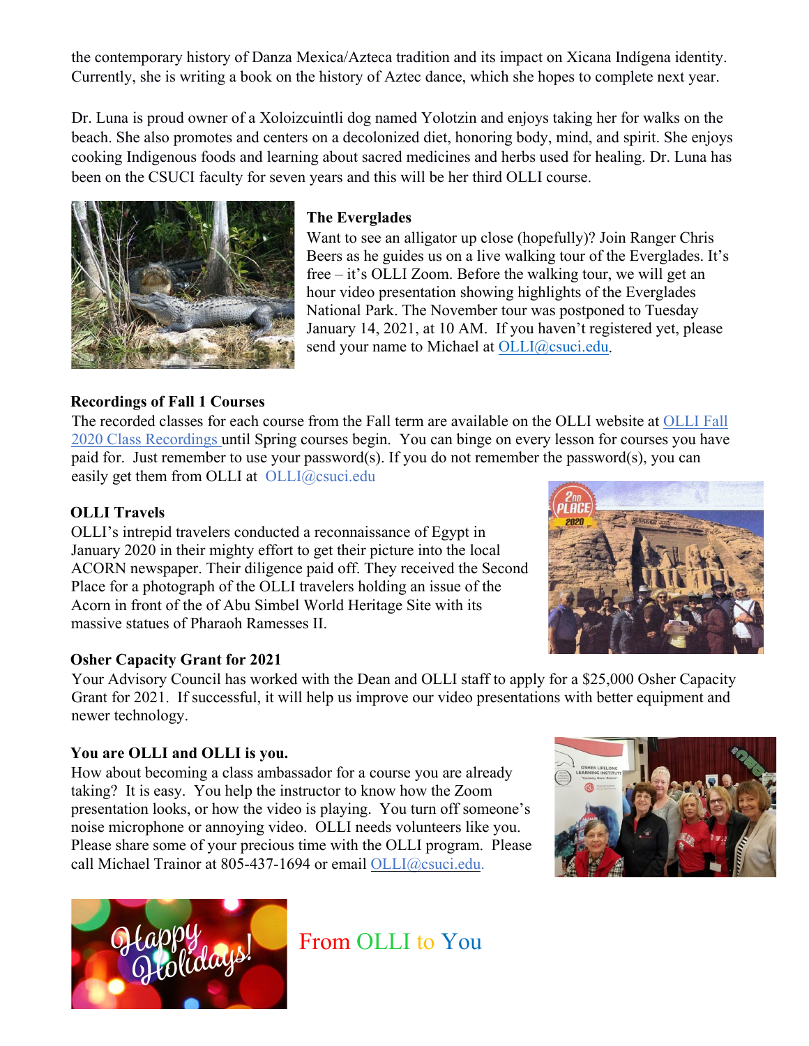the contemporary history of Danza Mexica/Azteca tradition and its impact on Xicana Indígena identity. Currently, she is writing a book on the history of Aztec dance, which she hopes to complete next year.

Dr. Luna is proud owner of a Xoloizcuintli dog named Yolotzin and enjoys taking her for walks on the beach. She also promotes and centers on a decolonized diet, honoring body, mind, and spirit. She enjoys cooking Indigenous foods and learning about sacred medicines and herbs used for healing. Dr. Luna has been on the CSUCI faculty for seven years and this will be her third OLLI course.

**The Everglades**

Want to see an alligator up close (hopefully)? Join Ranger Chris Beers as he guides us on a live walking tour of the Everglades. It's free – it's OLLI Zoom. Before the walking tour, we will get an hour video presentation showing highlights of the Everglades National Park. The November tour was postponed to Tuesday January 14, 2021, at 10 AM. If you haven't registered yet, please send your name to Michael at OLLI@csuci.edu.

**Recordings of Fall 1 Courses**

The recorded classes for each course from the Fall term are available on the OLLI website at OLLI Fall 2020 Class Recordings until Spring courses begin. You can binge on every lesson for courses you have paid for. Just remember to use your password(s). If you do not remember the password(s), you can easily get them from OLLI at OLLI@csuci.edu

**OLLI Travels**

OLLI's intrepid travelers conducted a reconnaissance of Egypt in January 2020 in their mighty effort to get their picture into the local ACORN newspaper. Their diligence paid off. They received the Second Place for a photograph of the OLLI travelers holding an issue of the Acorn in front of the of Abu Simbel World Heritage Site with its massive statues of Pharaoh Ramesses II.

**Osher Capacity Grant for 2021**

Your Advisory Council has worked with the Dean and OLLI staff to apply for a $25,000 Osher Capacity Grant for 2021. If successful, it will help us improve our video presentations with better equipment and newer technology.

**You are OLLI and OLLI is you.**

How about becoming a class ambassador for a course you are already taking? It is easy. You help the instructor to know how the Zoom presentation looks, or how the video is playing. You turn off someone's noise microphone or annoying video. OLLI needs volunteers like you. Please share some of your precious time with the OLLI program. Please call Michael Trainor at 805-437-1694 or email OLLI@csuci.edu.

From OLLI to You